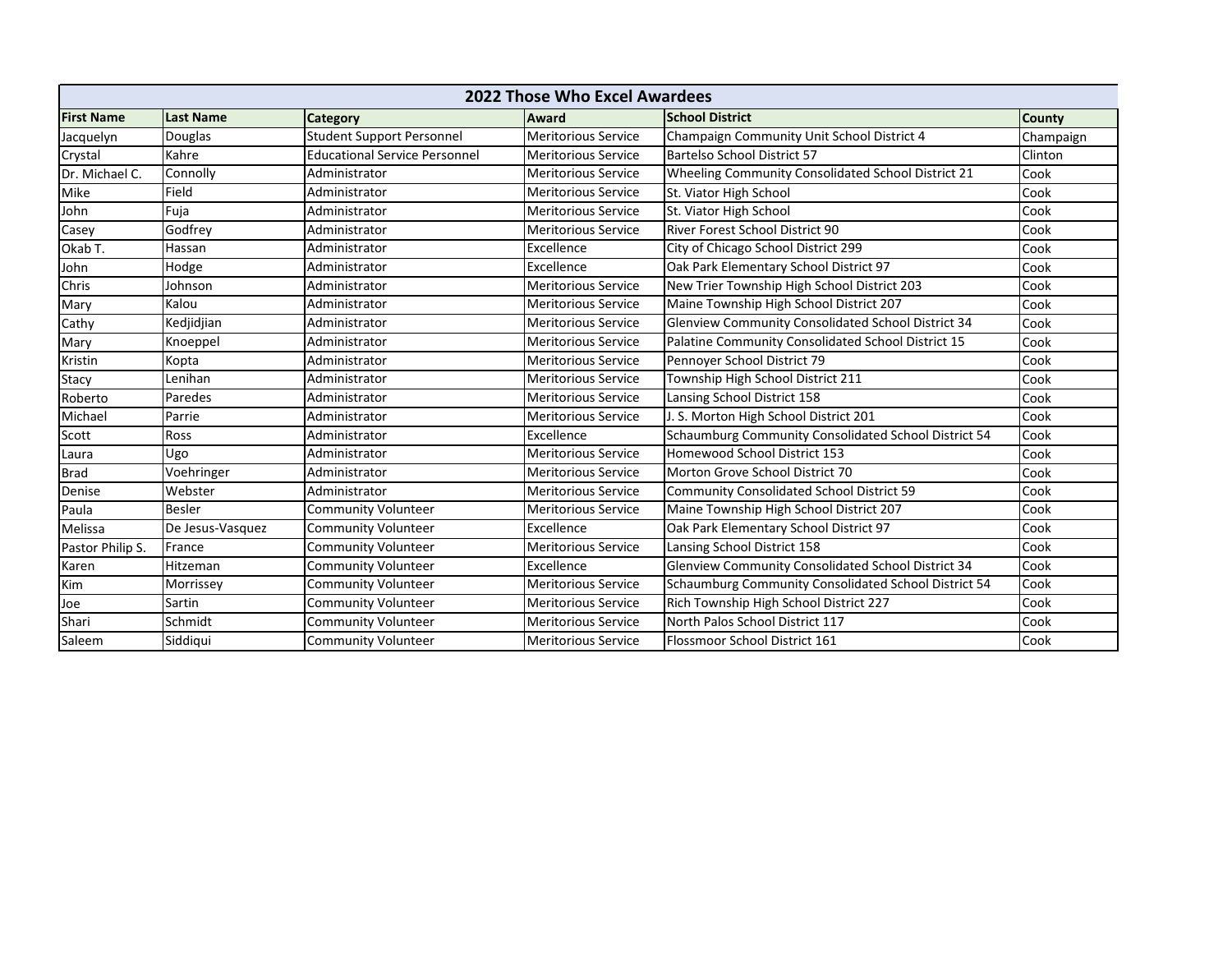## 2022 Those Who Excel Awardees

| First Name | Last Name | Category | Award | School District | County |
|---|---|---|---|---|---|
| Jacquelyn | Douglas | Student Support Personnel | Meritorious Service | Champaign Community Unit School District 4 | Champaign |
| Crystal | Kahre | Educational Service Personnel | Meritorious Service | Bartelso School District 57 | Clinton |
| Dr. Michael C. | Connolly | Administrator | Meritorious Service | Wheeling Community Consolidated School District 21 | Cook |
| Mike | Field | Administrator | Meritorious Service | St. Viator High School | Cook |
| John | Fuja | Administrator | Meritorious Service | St. Viator High School | Cook |
| Casey | Godfrey | Administrator | Meritorious Service | River Forest School District 90 | Cook |
| Okab T. | Hassan | Administrator | Excellence | City of Chicago School District 299 | Cook |
| John | Hodge | Administrator | Excellence | Oak Park Elementary School District 97 | Cook |
| Chris | Johnson | Administrator | Meritorious Service | New Trier Township High School District 203 | Cook |
| Mary | Kalou | Administrator | Meritorious Service | Maine Township High School District 207 | Cook |
| Cathy | Kedjidjian | Administrator | Meritorious Service | Glenview Community Consolidated School District 34 | Cook |
| Mary | Knoeppel | Administrator | Meritorious Service | Palatine Community Consolidated School District 15 | Cook |
| Kristin | Kopta | Administrator | Meritorious Service | Pennoyer School District 79 | Cook |
| Stacy | Lenihan | Administrator | Meritorious Service | Township High School District 211 | Cook |
| Roberto | Paredes | Administrator | Meritorious Service | Lansing School District 158 | Cook |
| Michael | Parrie | Administrator | Meritorious Service | J. S. Morton High School District 201 | Cook |
| Scott | Ross | Administrator | Excellence | Schaumburg Community Consolidated School District 54 | Cook |
| Laura | Ugo | Administrator | Meritorious Service | Homewood School District 153 | Cook |
| Brad | Voehringer | Administrator | Meritorious Service | Morton Grove School District 70 | Cook |
| Denise | Webster | Administrator | Meritorious Service | Community Consolidated School District 59 | Cook |
| Paula | Besler | Community Volunteer | Meritorious Service | Maine Township High School District 207 | Cook |
| Melissa | De Jesus-Vasquez | Community Volunteer | Excellence | Oak Park Elementary School District 97 | Cook |
| Pastor Philip S. | France | Community Volunteer | Meritorious Service | Lansing School District 158 | Cook |
| Karen | Hitzeman | Community Volunteer | Excellence | Glenview Community Consolidated School District 34 | Cook |
| Kim | Morrissey | Community Volunteer | Meritorious Service | Schaumburg Community Consolidated School District 54 | Cook |
| Joe | Sartin | Community Volunteer | Meritorious Service | Rich Township High School District 227 | Cook |
| Shari | Schmidt | Community Volunteer | Meritorious Service | North Palos School District 117 | Cook |
| Saleem | Siddiqui | Community Volunteer | Meritorious Service | Flossmoor School District 161 | Cook |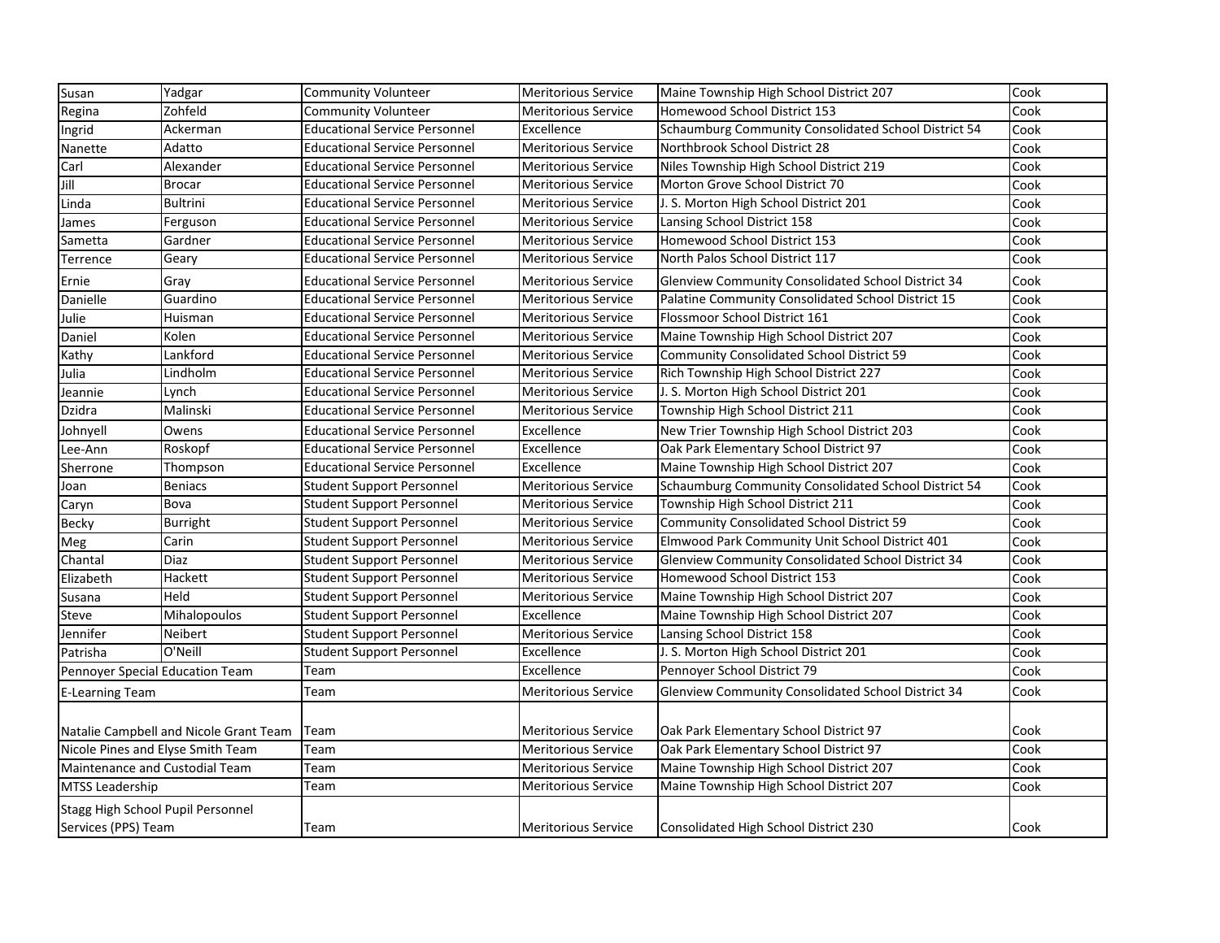| | | | | | |
|---|---|---|---|---|---|
| Susan | Yadgar | Community Volunteer | Meritorious Service | Maine Township High School District 207 | Cook |
| Regina | Zohfeld | Community Volunteer | Meritorious Service | Homewood School District 153 | Cook |
| Ingrid | Ackerman | Educational Service Personnel | Excellence | Schaumburg Community Consolidated School District 54 | Cook |
| Nanette | Adatto | Educational Service Personnel | Meritorious Service | Northbrook School District 28 | Cook |
| Carl | Alexander | Educational Service Personnel | Meritorious Service | Niles Township High School District 219 | Cook |
| Jill | Brocar | Educational Service Personnel | Meritorious Service | Morton Grove School District 70 | Cook |
| Linda | Bultrini | Educational Service Personnel | Meritorious Service | J. S. Morton High School District 201 | Cook |
| James | Ferguson | Educational Service Personnel | Meritorious Service | Lansing School District 158 | Cook |
| Sametta | Gardner | Educational Service Personnel | Meritorious Service | Homewood School District 153 | Cook |
| Terrence | Geary | Educational Service Personnel | Meritorious Service | North Palos School District 117 | Cook |
| Ernie | Gray | Educational Service Personnel | Meritorious Service | Glenview Community Consolidated School District 34 | Cook |
| Danielle | Guardino | Educational Service Personnel | Meritorious Service | Palatine Community Consolidated School District 15 | Cook |
| Julie | Huisman | Educational Service Personnel | Meritorious Service | Flossmoor School District 161 | Cook |
| Daniel | Kolen | Educational Service Personnel | Meritorious Service | Maine Township High School District 207 | Cook |
| Kathy | Lankford | Educational Service Personnel | Meritorious Service | Community Consolidated School District 59 | Cook |
| Julia | Lindholm | Educational Service Personnel | Meritorious Service | Rich Township High School District 227 | Cook |
| Jeannie | Lynch | Educational Service Personnel | Meritorious Service | J. S. Morton High School District 201 | Cook |
| Dzidra | Malinski | Educational Service Personnel | Meritorious Service | Township High School District 211 | Cook |
| Johnyell | Owens | Educational Service Personnel | Excellence | New Trier Township High School District 203 | Cook |
| Lee-Ann | Roskopf | Educational Service Personnel | Excellence | Oak Park Elementary School District 97 | Cook |
| Sherrone | Thompson | Educational Service Personnel | Excellence | Maine Township High School District 207 | Cook |
| Joan | Beniacs | Student Support Personnel | Meritorious Service | Schaumburg Community Consolidated School District 54 | Cook |
| Caryn | Bova | Student Support Personnel | Meritorious Service | Township High School District 211 | Cook |
| Becky | Burright | Student Support Personnel | Meritorious Service | Community Consolidated School District 59 | Cook |
| Meg | Carin | Student Support Personnel | Meritorious Service | Elmwood Park Community Unit School District 401 | Cook |
| Chantal | Diaz | Student Support Personnel | Meritorious Service | Glenview Community Consolidated School District 34 | Cook |
| Elizabeth | Hackett | Student Support Personnel | Meritorious Service | Homewood School District 153 | Cook |
| Susana | Held | Student Support Personnel | Meritorious Service | Maine Township High School District 207 | Cook |
| Steve | Mihalopoulos | Student Support Personnel | Excellence | Maine Township High School District 207 | Cook |
| Jennifer | Neibert | Student Support Personnel | Meritorious Service | Lansing School District 158 | Cook |
| Patrisha | O'Neill | Student Support Personnel | Excellence | J. S. Morton High School District 201 | Cook |
| Pennoyer Special Education Team | | Team | Excellence | Pennoyer School District 79 | Cook |
| E-Learning Team | | Team | Meritorious Service | Glenview Community Consolidated School District 34 | Cook |
| Natalie Campbell and Nicole Grant Team | | Team | Meritorious Service | Oak Park Elementary School District 97 | Cook |
| Nicole Pines and Elyse Smith Team | | Team | Meritorious Service | Oak Park Elementary School District 97 | Cook |
| Maintenance and Custodial Team | | Team | Meritorious Service | Maine Township High School District 207 | Cook |
| MTSS Leadership | | Team | Meritorious Service | Maine Township High School District 207 | Cook |
| Stagg High School Pupil Personnel Services (PPS) Team | | Team | Meritorious Service | Consolidated High School District 230 | Cook |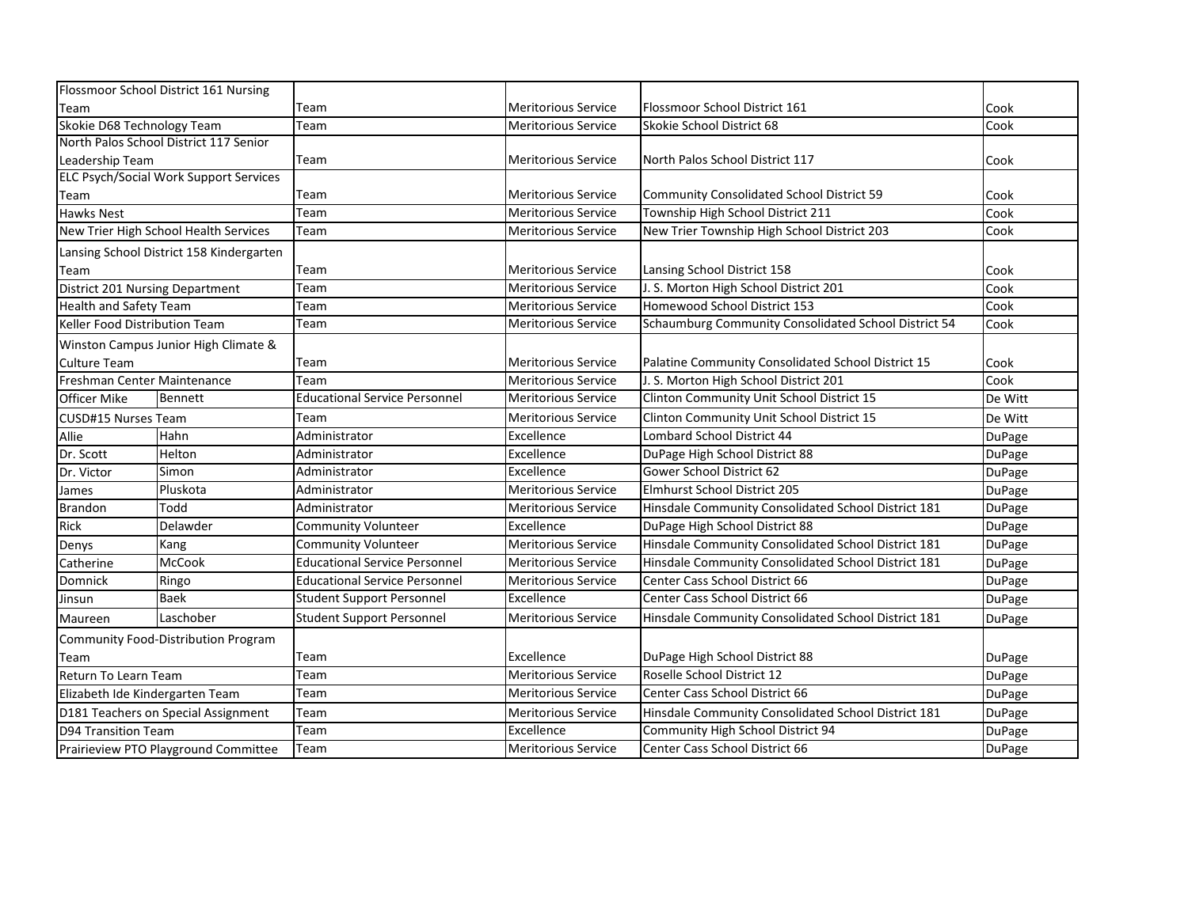| | | | | | |
|---|---|---|---|---|---|
| Flossmoor School District 161 Nursing Team | | Team | Meritorious Service | Flossmoor School District 161 | Cook |
| Skokie D68 Technology Team | | Team | Meritorious Service | Skokie School District 68 | Cook |
| North Palos School District 117 Senior Leadership Team | | Team | Meritorious Service | North Palos School District 117 | Cook |
| ELC Psych/Social Work Support Services Team | | Team | Meritorious Service | Community Consolidated School District 59 | Cook |
| Hawks Nest | | Team | Meritorious Service | Township High School District 211 | Cook |
| New Trier High School Health Services | | Team | Meritorious Service | New Trier Township High School District 203 | Cook |
| Lansing School District 158 Kindergarten Team | | Team | Meritorious Service | Lansing School District 158 | Cook |
| District 201 Nursing Department | | Team | Meritorious Service | J. S. Morton High School District 201 | Cook |
| Health and Safety Team | | Team | Meritorious Service | Homewood School District 153 | Cook |
| Keller Food Distribution Team | | Team | Meritorious Service | Schaumburg Community Consolidated School District 54 | Cook |
| Winston Campus Junior High Climate & Culture Team | | Team | Meritorious Service | Palatine Community Consolidated School District 15 | Cook |
| Freshman Center Maintenance | | Team | Meritorious Service | J. S. Morton High School District 201 | Cook |
| Officer Mike | Bennett | Educational Service Personnel | Meritorious Service | Clinton Community Unit School District 15 | De Witt |
| CUSD#15 Nurses Team | | Team | Meritorious Service | Clinton Community Unit School District 15 | De Witt |
| Allie | Hahn | Administrator | Excellence | Lombard School District 44 | DuPage |
| Dr. Scott | Helton | Administrator | Excellence | DuPage High School District 88 | DuPage |
| Dr. Victor | Simon | Administrator | Excellence | Gower School District 62 | DuPage |
| James | Pluskota | Administrator | Meritorious Service | Elmhurst School District 205 | DuPage |
| Brandon | Todd | Administrator | Meritorious Service | Hinsdale Community Consolidated School District 181 | DuPage |
| Rick | Delawder | Community Volunteer | Excellence | DuPage High School District 88 | DuPage |
| Denys | Kang | Community Volunteer | Meritorious Service | Hinsdale Community Consolidated School District 181 | DuPage |
| Catherine | McCook | Educational Service Personnel | Meritorious Service | Hinsdale Community Consolidated School District 181 | DuPage |
| Domnick | Ringo | Educational Service Personnel | Meritorious Service | Center Cass School District 66 | DuPage |
| Jinsun | Baek | Student Support Personnel | Excellence | Center Cass School District 66 | DuPage |
| Maureen | Laschober | Student Support Personnel | Meritorious Service | Hinsdale Community Consolidated School District 181 | DuPage |
| Community Food-Distribution Program Team | | Team | Excellence | DuPage High School District 88 | DuPage |
| Return To Learn Team | | Team | Meritorious Service | Roselle School District 12 | DuPage |
| Elizabeth Ide Kindergarten Team | | Team | Meritorious Service | Center Cass School District 66 | DuPage |
| D181 Teachers on Special Assignment | | Team | Meritorious Service | Hinsdale Community Consolidated School District 181 | DuPage |
| D94 Transition Team | | Team | Excellence | Community High School District 94 | DuPage |
| Prairieview PTO Playground Committee | | Team | Meritorious Service | Center Cass School District 66 | DuPage |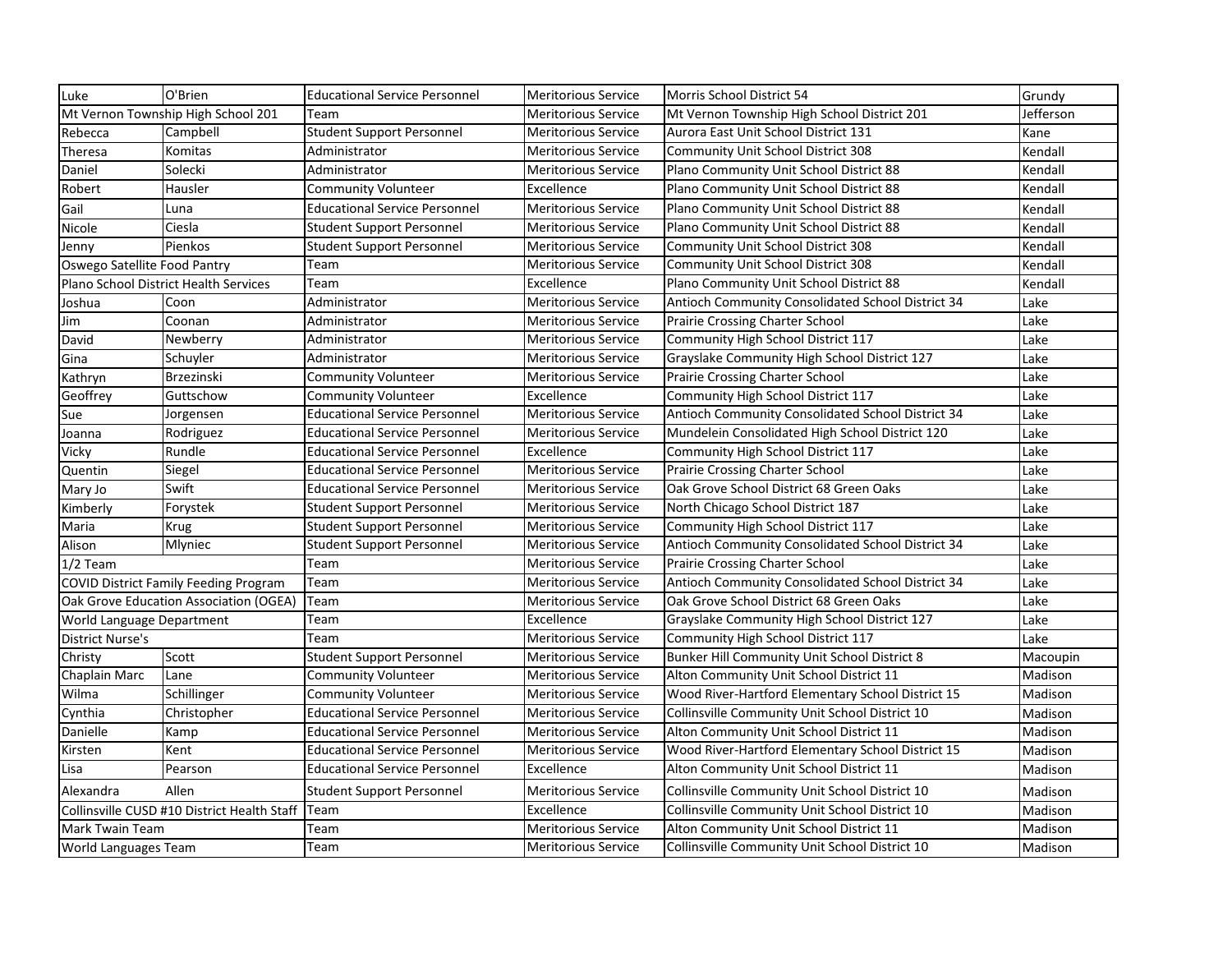| | | | | | |
|---|---|---|---|---|---|
| Luke | O'Brien | Educational Service Personnel | Meritorious Service | Morris School District 54 | Grundy |
| Mt Vernon Township High School 201 | | Team | Meritorious Service | Mt Vernon Township High School District 201 | Jefferson |
| Rebecca | Campbell | Student Support Personnel | Meritorious Service | Aurora East Unit School District 131 | Kane |
| Theresa | Komitas | Administrator | Meritorious Service | Community Unit School District 308 | Kendall |
| Daniel | Solecki | Administrator | Meritorious Service | Plano Community Unit School District 88 | Kendall |
| Robert | Hausler | Community Volunteer | Excellence | Plano Community Unit School District 88 | Kendall |
| Gail | Luna | Educational Service Personnel | Meritorious Service | Plano Community Unit School District 88 | Kendall |
| Nicole | Ciesla | Student Support Personnel | Meritorious Service | Plano Community Unit School District 88 | Kendall |
| Jenny | Pienkos | Student Support Personnel | Meritorious Service | Community Unit School District 308 | Kendall |
| Oswego Satellite Food Pantry | | Team | Meritorious Service | Community Unit School District 308 | Kendall |
| Plano School District Health Services | | Team | Excellence | Plano Community Unit School District 88 | Kendall |
| Joshua | Coon | Administrator | Meritorious Service | Antioch Community Consolidated School District 34 | Lake |
| Jim | Coonan | Administrator | Meritorious Service | Prairie Crossing Charter School | Lake |
| David | Newberry | Administrator | Meritorious Service | Community High School District 117 | Lake |
| Gina | Schuyler | Administrator | Meritorious Service | Grayslake Community High School District 127 | Lake |
| Kathryn | Brzezinski | Community Volunteer | Meritorious Service | Prairie Crossing Charter School | Lake |
| Geoffrey | Guttschow | Community Volunteer | Excellence | Community High School District 117 | Lake |
| Sue | Jorgensen | Educational Service Personnel | Meritorious Service | Antioch Community Consolidated School District 34 | Lake |
| Joanna | Rodriguez | Educational Service Personnel | Meritorious Service | Mundelein Consolidated High School District 120 | Lake |
| Vicky | Rundle | Educational Service Personnel | Excellence | Community High School District 117 | Lake |
| Quentin | Siegel | Educational Service Personnel | Meritorious Service | Prairie Crossing Charter School | Lake |
| Mary Jo | Swift | Educational Service Personnel | Meritorious Service | Oak Grove School District 68 Green Oaks | Lake |
| Kimberly | Forystek | Student Support Personnel | Meritorious Service | North Chicago School District 187 | Lake |
| Maria | Krug | Student Support Personnel | Meritorious Service | Community High School District 117 | Lake |
| Alison | Mlyniec | Student Support Personnel | Meritorious Service | Antioch Community Consolidated School District 34 | Lake |
| 1/2 Team | | Team | Meritorious Service | Prairie Crossing Charter School | Lake |
| COVID District Family Feeding Program | | Team | Meritorious Service | Antioch Community Consolidated School District 34 | Lake |
| Oak Grove Education Association (OGEA) | | Team | Meritorious Service | Oak Grove School District 68 Green Oaks | Lake |
| World Language Department | | Team | Excellence | Grayslake Community High School District 127 | Lake |
| District Nurse's | | Team | Meritorious Service | Community High School District 117 | Lake |
| Christy | Scott | Student Support Personnel | Meritorious Service | Bunker Hill Community Unit School District 8 | Macoupin |
| Chaplain Marc | Lane | Community Volunteer | Meritorious Service | Alton Community Unit School District 11 | Madison |
| Wilma | Schillinger | Community Volunteer | Meritorious Service | Wood River-Hartford Elementary School District 15 | Madison |
| Cynthia | Christopher | Educational Service Personnel | Meritorious Service | Collinsville Community Unit School District 10 | Madison |
| Danielle | Kamp | Educational Service Personnel | Meritorious Service | Alton Community Unit School District 11 | Madison |
| Kirsten | Kent | Educational Service Personnel | Meritorious Service | Wood River-Hartford Elementary School District 15 | Madison |
| Lisa | Pearson | Educational Service Personnel | Excellence | Alton Community Unit School District 11 | Madison |
| Alexandra | Allen | Student Support Personnel | Meritorious Service | Collinsville Community Unit School District 10 | Madison |
| Collinsville CUSD #10 District Health Staff | | Team | Excellence | Collinsville Community Unit School District 10 | Madison |
| Mark Twain Team | | Team | Meritorious Service | Alton Community Unit School District 11 | Madison |
| World Languages Team | | Team | Meritorious Service | Collinsville Community Unit School District 10 | Madison |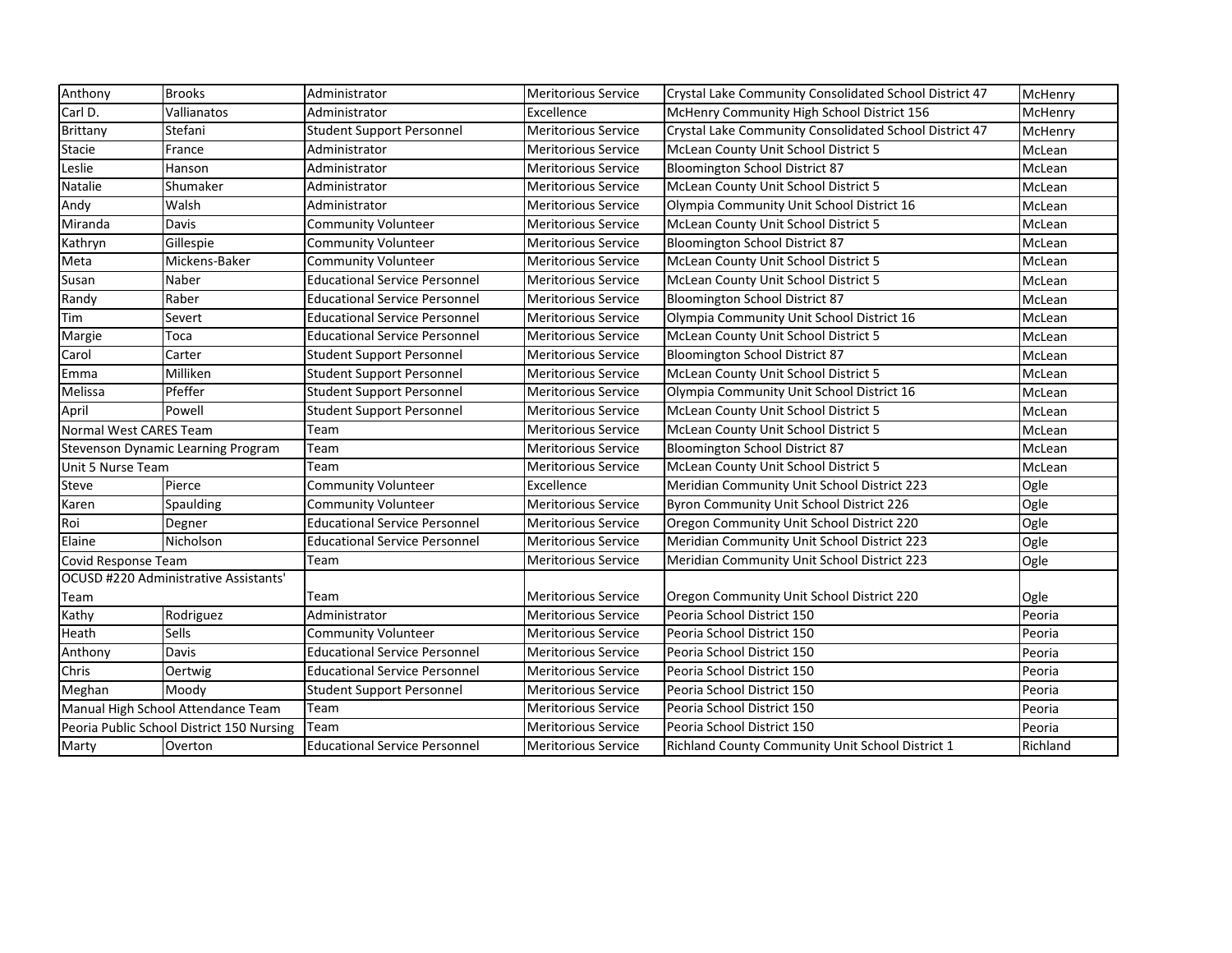| | | | | | |
|---|---|---|---|---|---|
| Anthony | Brooks | Administrator | Meritorious Service | Crystal Lake Community Consolidated School District 47 | McHenry |
| Carl D. | Vallianatos | Administrator | Excellence | McHenry Community High School District 156 | McHenry |
| Brittany | Stefani | Student Support Personnel | Meritorious Service | Crystal Lake Community Consolidated School District 47 | McHenry |
| Stacie | France | Administrator | Meritorious Service | McLean County Unit School District 5 | McLean |
| Leslie | Hanson | Administrator | Meritorious Service | Bloomington School District 87 | McLean |
| Natalie | Shumaker | Administrator | Meritorious Service | McLean County Unit School District 5 | McLean |
| Andy | Walsh | Administrator | Meritorious Service | Olympia Community Unit School District 16 | McLean |
| Miranda | Davis | Community Volunteer | Meritorious Service | McLean County Unit School District 5 | McLean |
| Kathryn | Gillespie | Community Volunteer | Meritorious Service | Bloomington School District 87 | McLean |
| Meta | Mickens-Baker | Community Volunteer | Meritorious Service | McLean County Unit School District 5 | McLean |
| Susan | Naber | Educational Service Personnel | Meritorious Service | McLean County Unit School District 5 | McLean |
| Randy | Raber | Educational Service Personnel | Meritorious Service | Bloomington School District 87 | McLean |
| Tim | Severt | Educational Service Personnel | Meritorious Service | Olympia Community Unit School District 16 | McLean |
| Margie | Toca | Educational Service Personnel | Meritorious Service | McLean County Unit School District 5 | McLean |
| Carol | Carter | Student Support Personnel | Meritorious Service | Bloomington School District 87 | McLean |
| Emma | Milliken | Student Support Personnel | Meritorious Service | McLean County Unit School District 5 | McLean |
| Melissa | Pfeffer | Student Support Personnel | Meritorious Service | Olympia Community Unit School District 16 | McLean |
| April | Powell | Student Support Personnel | Meritorious Service | McLean County Unit School District 5 | McLean |
| Normal West CARES Team | | Team | Meritorious Service | McLean County Unit School District 5 | McLean |
| Stevenson Dynamic Learning Program | | Team | Meritorious Service | Bloomington School District 87 | McLean |
| Unit 5 Nurse Team | | Team | Meritorious Service | McLean County Unit School District 5 | McLean |
| Steve | Pierce | Community Volunteer | Excellence | Meridian Community Unit School District 223 | Ogle |
| Karen | Spaulding | Community Volunteer | Meritorious Service | Byron Community Unit School District 226 | Ogle |
| Roi | Degner | Educational Service Personnel | Meritorious Service | Oregon Community Unit School District 220 | Ogle |
| Elaine | Nicholson | Educational Service Personnel | Meritorious Service | Meridian Community Unit School District 223 | Ogle |
| Covid Response Team | | Team | Meritorious Service | Meridian Community Unit School District 223 | Ogle |
| OCUSD #220 Administrative Assistants' Team | | Team | Meritorious Service | Oregon Community Unit School District 220 | Ogle |
| Kathy | Rodriguez | Administrator | Meritorious Service | Peoria School District 150 | Peoria |
| Heath | Sells | Community Volunteer | Meritorious Service | Peoria School District 150 | Peoria |
| Anthony | Davis | Educational Service Personnel | Meritorious Service | Peoria School District 150 | Peoria |
| Chris | Oertwig | Educational Service Personnel | Meritorious Service | Peoria School District 150 | Peoria |
| Meghan | Moody | Student Support Personnel | Meritorious Service | Peoria School District 150 | Peoria |
| Manual High School Attendance Team | | Team | Meritorious Service | Peoria School District 150 | Peoria |
| Peoria Public School District 150 Nursing | | Team | Meritorious Service | Peoria School District 150 | Peoria |
| Marty | Overton | Educational Service Personnel | Meritorious Service | Richland County Community Unit School District 1 | Richland |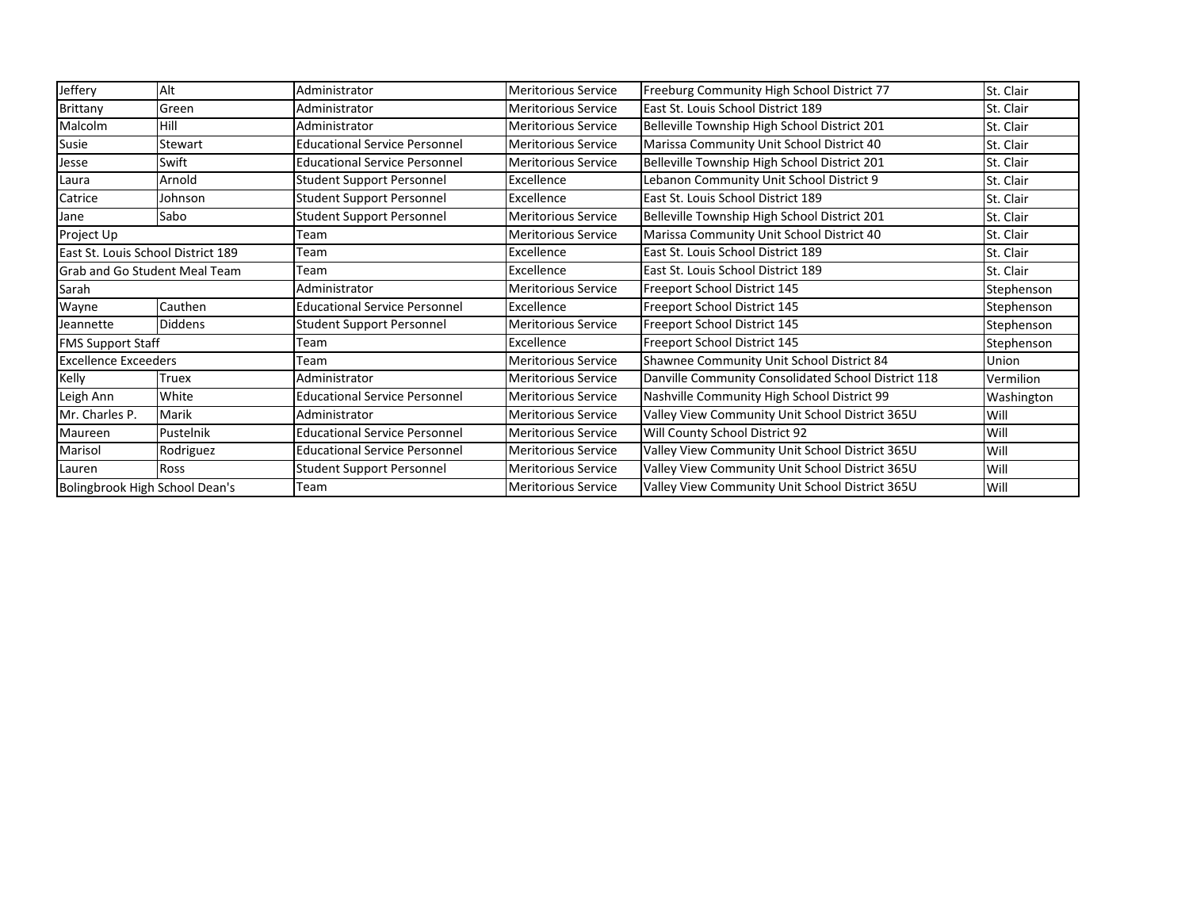| | | | | | |
|---|---|---|---|---|---|
| Jeffery | Alt | Administrator | Meritorious Service | Freeburg Community High School District 77 | St. Clair |
| Brittany | Green | Administrator | Meritorious Service | East St. Louis School District 189 | St. Clair |
| Malcolm | Hill | Administrator | Meritorious Service | Belleville Township High School District 201 | St. Clair |
| Susie | Stewart | Educational Service Personnel | Meritorious Service | Marissa Community Unit School District 40 | St. Clair |
| Jesse | Swift | Educational Service Personnel | Meritorious Service | Belleville Township High School District 201 | St. Clair |
| Laura | Arnold | Student Support Personnel | Excellence | Lebanon Community Unit School District 9 | St. Clair |
| Catrice | Johnson | Student Support Personnel | Excellence | East St. Louis School District 189 | St. Clair |
| Jane | Sabo | Student Support Personnel | Meritorious Service | Belleville Township High School District 201 | St. Clair |
| Project Up | | Team | Meritorious Service | Marissa Community Unit School District 40 | St. Clair |
| East St. Louis School District 189 | | Team | Excellence | East St. Louis School District 189 | St. Clair |
| Grab and Go Student Meal Team | | Team | Excellence | East St. Louis School District 189 | St. Clair |
| Sarah | | Administrator | Meritorious Service | Freeport School District 145 | Stephenson |
| Wayne | Cauthen | Educational Service Personnel | Excellence | Freeport School District 145 | Stephenson |
| Jeannette | Diddens | Student Support Personnel | Meritorious Service | Freeport School District 145 | Stephenson |
| FMS Support Staff | | Team | Excellence | Freeport School District 145 | Stephenson |
| Excellence Exceeders | | Team | Meritorious Service | Shawnee Community Unit School District 84 | Union |
| Kelly | Truex | Administrator | Meritorious Service | Danville Community Consolidated School District 118 | Vermilion |
| Leigh Ann | White | Educational Service Personnel | Meritorious Service | Nashville Community High School District 99 | Washington |
| Mr. Charles P. | Marik | Administrator | Meritorious Service | Valley View Community Unit School District 365U | Will |
| Maureen | Pustelnik | Educational Service Personnel | Meritorious Service | Will County School District 92 | Will |
| Marisol | Rodriguez | Educational Service Personnel | Meritorious Service | Valley View Community Unit School District 365U | Will |
| Lauren | Ross | Student Support Personnel | Meritorious Service | Valley View Community Unit School District 365U | Will |
| Bolingbrook High School Dean's | | Team | Meritorious Service | Valley View Community Unit School District 365U | Will |